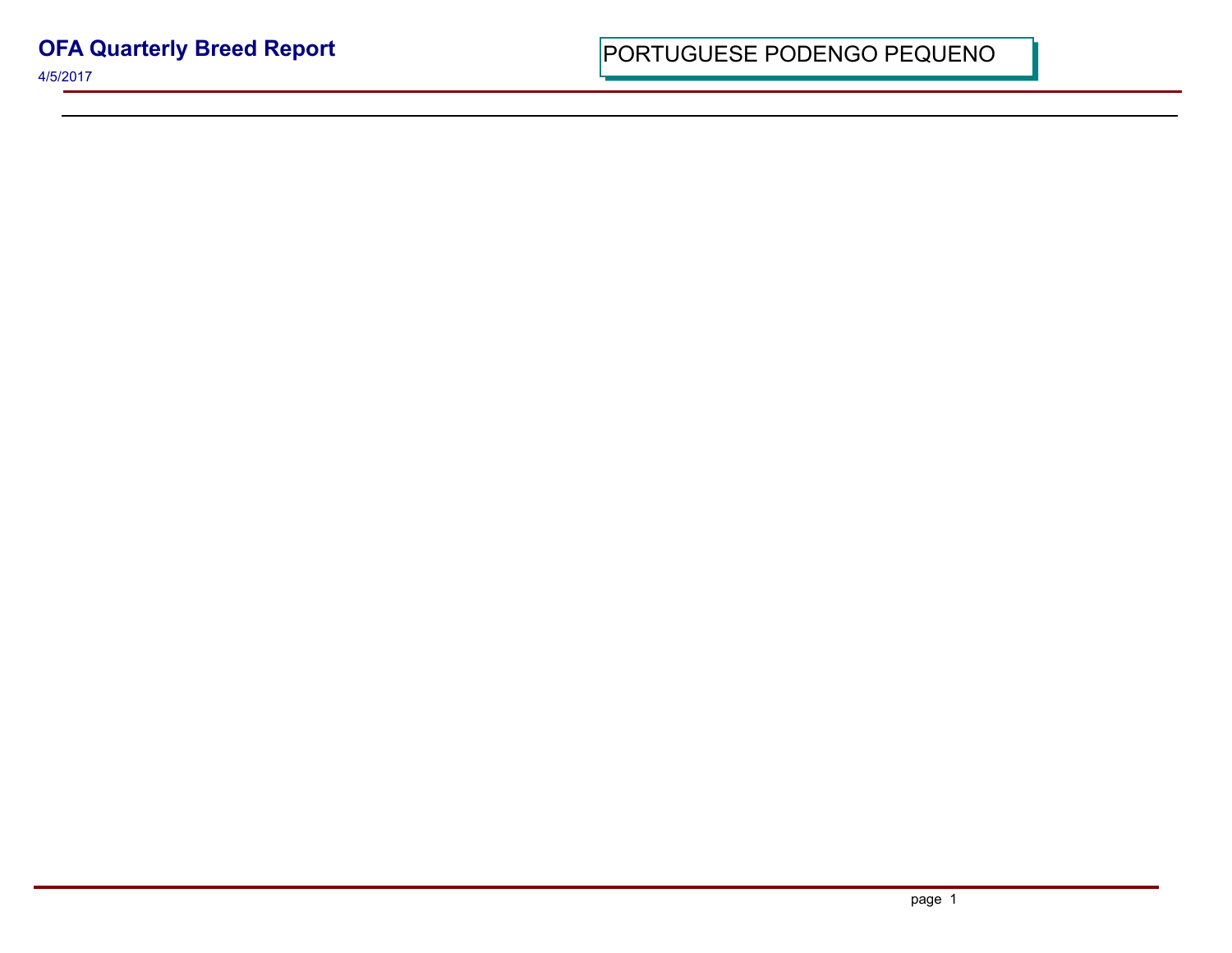# OFA Quarterly Breed Report

4/5/2017

## PORTUGUESE PODENGO PEQUENO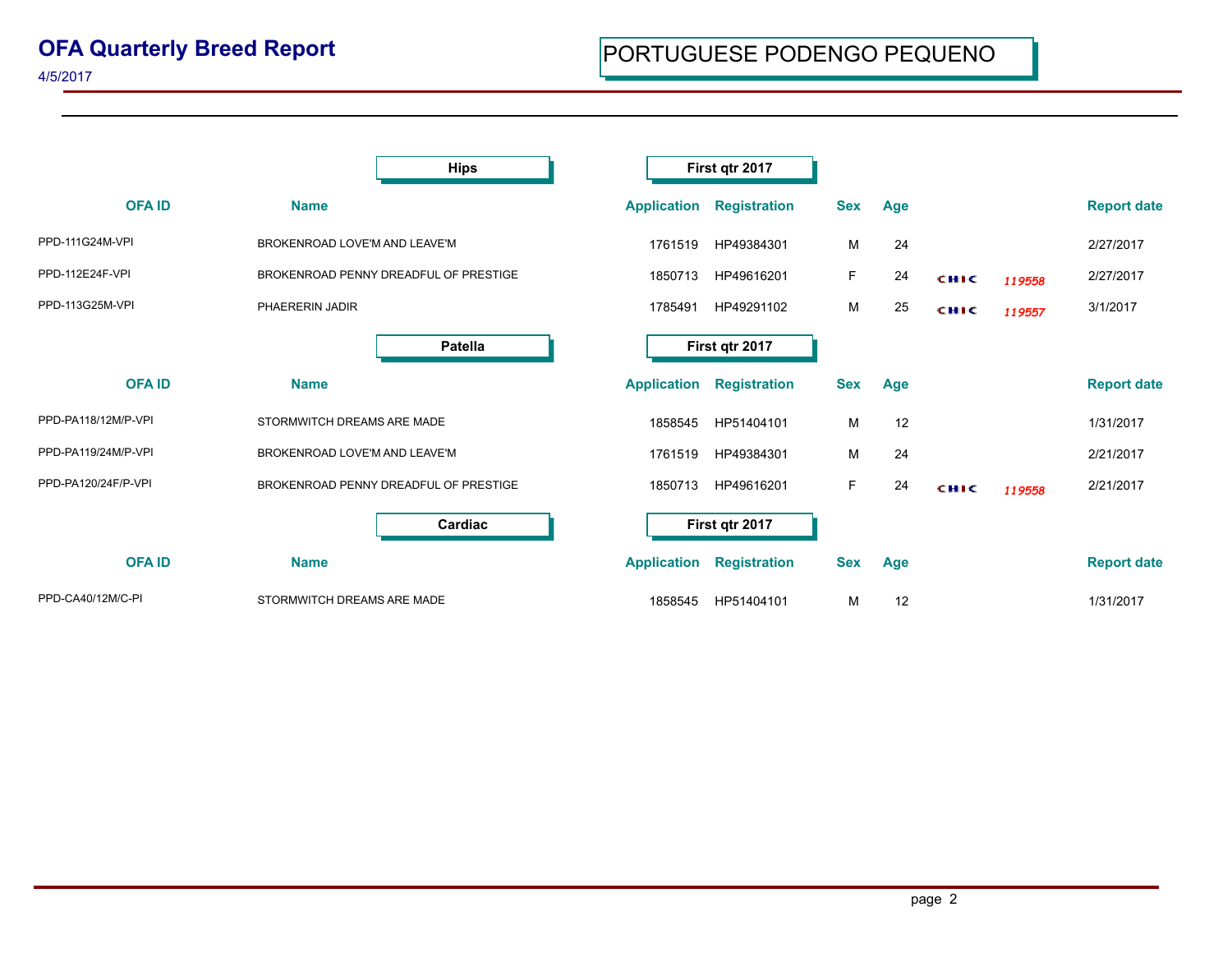# OFA Quarterly Breed Report

4/5/2017

## PORTUGUESE PODENGO PEQUENO

### Hips — First qtr 2017

| OFA ID | Name | Application | Registration | Sex | Age | | | Report date |
|---|---|---|---|---|---|---|---|---|
| PPD-111G24M-VPI | BROKENROAD LOVE'M AND LEAVE'M | 1761519 | HP49384301 | M | 24 | | | 2/27/2017 |
| PPD-112E24F-VPI | BROKENROAD PENNY DREADFUL OF PRESTIGE | 1850713 | HP49616201 | F | 24 | CHIC | *119558* | 2/27/2017 |
| PPD-113G25M-VPI | PHAERERIN JADIR | 1785491 | HP49291102 | M | 25 | CHIC | *119557* | 3/1/2017 |

### Patella — First qtr 2017

| OFA ID | Name | Application | Registration | Sex | Age | | | Report date |
|---|---|---|---|---|---|---|---|---|
| PPD-PA118/12M/P-VPI | STORMWITCH DREAMS ARE MADE | 1858545 | HP51404101 | M | 12 | | | 1/31/2017 |
| PPD-PA119/24M/P-VPI | BROKENROAD LOVE'M AND LEAVE'M | 1761519 | HP49384301 | M | 24 | | | 2/21/2017 |
| PPD-PA120/24F/P-VPI | BROKENROAD PENNY DREADFUL OF PRESTIGE | 1850713 | HP49616201 | F | 24 | CHIC | *119558* | 2/21/2017 |

### Cardiac — First qtr 2017

| OFA ID | Name | Application | Registration | Sex | Age | | | Report date |
|---|---|---|---|---|---|---|---|---|
| PPD-CA40/12M/C-PI | STORMWITCH DREAMS ARE MADE | 1858545 | HP51404101 | M | 12 | | | 1/31/2017 |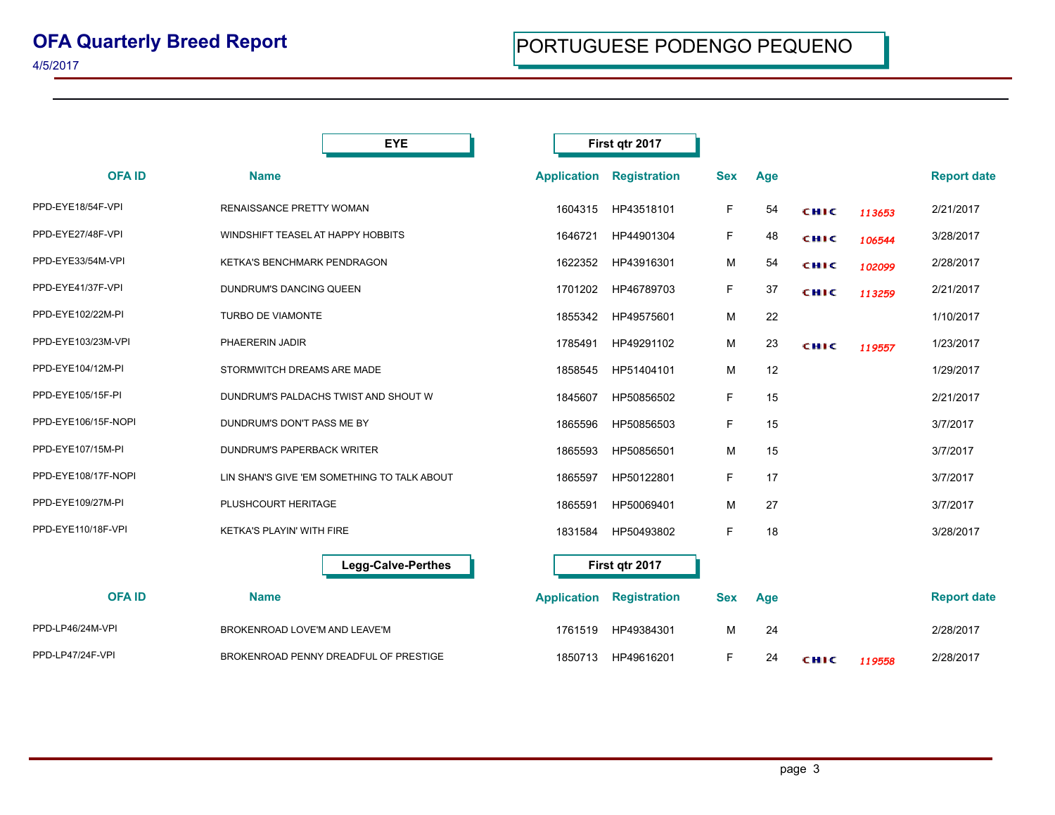# OFA Quarterly Breed Report

4/5/2017

## PORTUGUESE PODENGO PEQUENO

### EYE — First qtr 2017

| OFA ID | Name | Application | Registration | Sex | Age | CHIC | CHIC No. | Report date |
|---|---|---|---|---|---|---|---|---|
| PPD-EYE18/54F-VPI | RENAISSANCE PRETTY WOMAN | 1604315 | HP43518101 | F | 54 | CHIC | 113653 | 2/21/2017 |
| PPD-EYE27/48F-VPI | WINDSHIFT TEASEL AT HAPPY HOBBITS | 1646721 | HP44901304 | F | 48 | CHIC | 106544 | 3/28/2017 |
| PPD-EYE33/54M-VPI | KETKA'S BENCHMARK PENDRAGON | 1622352 | HP43916301 | M | 54 | CHIC | 102099 | 2/28/2017 |
| PPD-EYE41/37F-VPI | DUNDRUM'S DANCING QUEEN | 1701202 | HP46789703 | F | 37 | CHIC | 113259 | 2/21/2017 |
| PPD-EYE102/22M-PI | TURBO DE VIAMONTE | 1855342 | HP49575601 | M | 22 | | | 1/10/2017 |
| PPD-EYE103/23M-VPI | PHAERERIN JADIR | 1785491 | HP49291102 | M | 23 | CHIC | 119557 | 1/23/2017 |
| PPD-EYE104/12M-PI | STORMWITCH DREAMS ARE MADE | 1858545 | HP51404101 | M | 12 | | | 1/29/2017 |
| PPD-EYE105/15F-PI | DUNDRUM'S PALDACHS TWIST AND SHOUT W | 1845607 | HP50856502 | F | 15 | | | 2/21/2017 |
| PPD-EYE106/15F-NOPI | DUNDRUM'S DON'T PASS ME BY | 1865596 | HP50856503 | F | 15 | | | 3/7/2017 |
| PPD-EYE107/15M-PI | DUNDRUM'S PAPERBACK WRITER | 1865593 | HP50856501 | M | 15 | | | 3/7/2017 |
| PPD-EYE108/17F-NOPI | LIN SHAN'S GIVE 'EM SOMETHING TO TALK ABOUT | 1865597 | HP50122801 | F | 17 | | | 3/7/2017 |
| PPD-EYE109/27M-PI | PLUSHCOURT HERITAGE | 1865591 | HP50069401 | M | 27 | | | 3/7/2017 |
| PPD-EYE110/18F-VPI | KETKA'S PLAYIN' WITH FIRE | 1831584 | HP50493802 | F | 18 | | | 3/28/2017 |

### Legg-Calve-Perthes — First qtr 2017

| OFA ID | Name | Application | Registration | Sex | Age | CHIC | CHIC No. | Report date |
|---|---|---|---|---|---|---|---|---|
| PPD-LP46/24M-VPI | BROKENROAD LOVE'M AND LEAVE'M | 1761519 | HP49384301 | M | 24 | | | 2/28/2017 |
| PPD-LP47/24F-VPI | BROKENROAD PENNY DREADFUL OF PRESTIGE | 1850713 | HP49616201 | F | 24 | CHIC | 119558 | 2/28/2017 |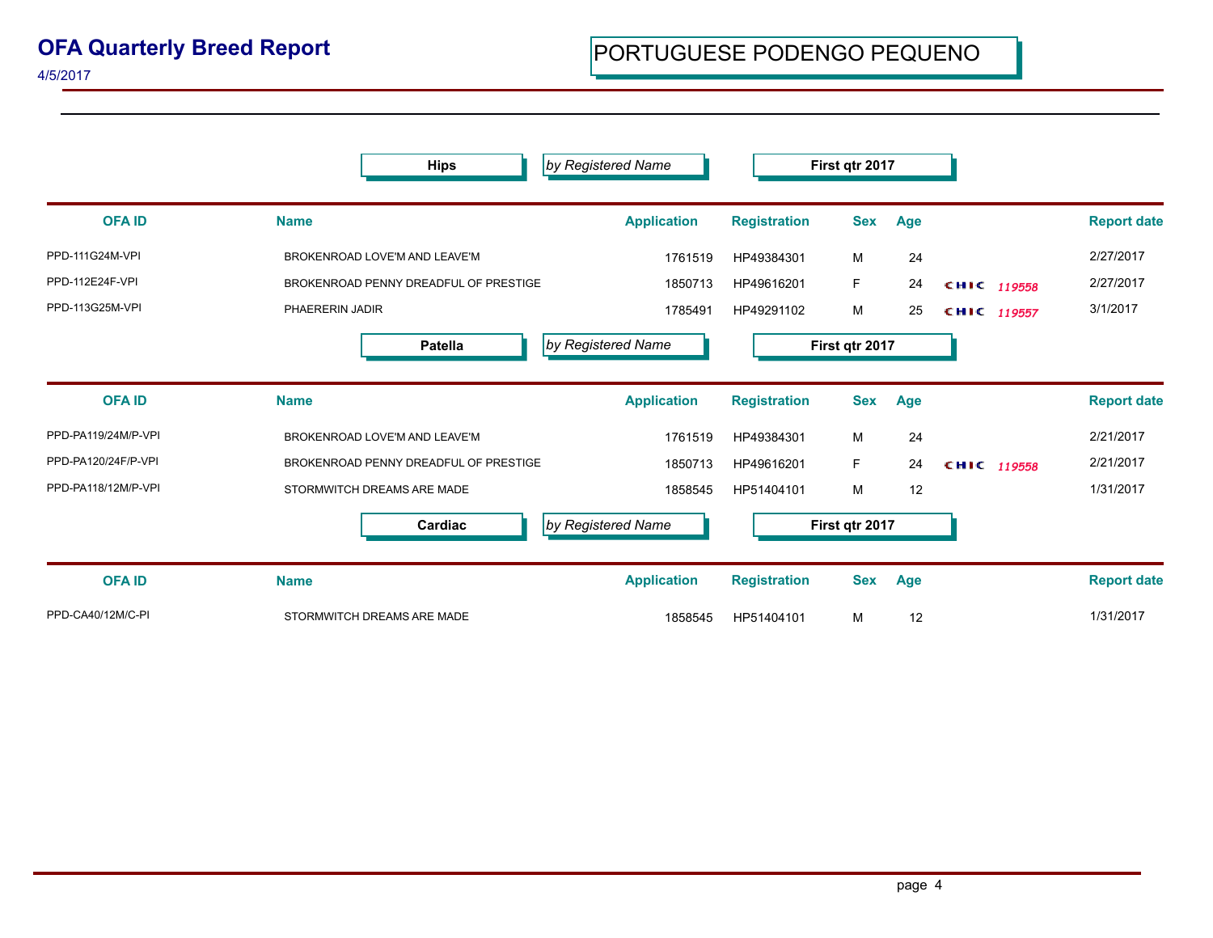# OFA Quarterly Breed Report

4/5/2017

## PORTUGUESE PODENGO PEQUENO

### Hips — *by Registered Name* — First qtr 2017

| OFA ID | Name | Application | Registration | Sex | Age | | Report date |
|---|---|---|---|---|---|---|---|
| PPD-111G24M-VPI | BROKENROAD LOVE'M AND LEAVE'M | 1761519 | HP49384301 | M | 24 | | 2/27/2017 |
| PPD-112E24F-VPI | BROKENROAD PENNY DREADFUL OF PRESTIGE | 1850713 | HP49616201 | F | 24 | CHIC *119558* | 2/27/2017 |
| PPD-113G25M-VPI | PHAERERIN JADIR | 1785491 | HP49291102 | M | 25 | CHIC *119557* | 3/1/2017 |

### Patella — *by Registered Name* — First qtr 2017

| OFA ID | Name | Application | Registration | Sex | Age | | Report date |
|---|---|---|---|---|---|---|---|
| PPD-PA119/24M/P-VPI | BROKENROAD LOVE'M AND LEAVE'M | 1761519 | HP49384301 | M | 24 | | 2/21/2017 |
| PPD-PA120/24F/P-VPI | BROKENROAD PENNY DREADFUL OF PRESTIGE | 1850713 | HP49616201 | F | 24 | CHIC *119558* | 2/21/2017 |
| PPD-PA118/12M/P-VPI | STORMWITCH DREAMS ARE MADE | 1858545 | HP51404101 | M | 12 | | 1/31/2017 |

### Cardiac — *by Registered Name* — First qtr 2017

| OFA ID | Name | Application | Registration | Sex | Age | | Report date |
|---|---|---|---|---|---|---|---|
| PPD-CA40/12M/C-PI | STORMWITCH DREAMS ARE MADE | 1858545 | HP51404101 | M | 12 | | 1/31/2017 |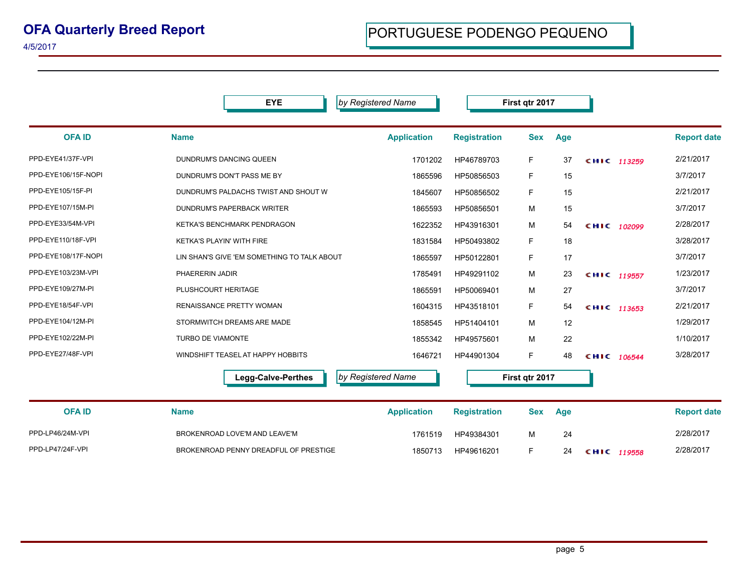# OFA Quarterly Breed Report

4/5/2017

## PORTUGUESE PODENGO PEQUENO

**EYE** | *by Registered Name* | **First qtr 2017**

| OFA ID | Name | Application | Registration | Sex | Age | | Report date |
|---|---|---|---|---|---|---|---|
| PPD-EYE41/37F-VPI | DUNDRUM'S DANCING QUEEN | 1701202 | HP46789703 | F | 37 | CHIC 113259 | 2/21/2017 |
| PPD-EYE106/15F-NOPI | DUNDRUM'S DON'T PASS ME BY | 1865596 | HP50856503 | F | 15 | | 3/7/2017 |
| PPD-EYE105/15F-PI | DUNDRUM'S PALDACHS TWIST AND SHOUT W | 1845607 | HP50856502 | F | 15 | | 2/21/2017 |
| PPD-EYE107/15M-PI | DUNDRUM'S PAPERBACK WRITER | 1865593 | HP50856501 | M | 15 | | 3/7/2017 |
| PPD-EYE33/54M-VPI | KETKA'S BENCHMARK PENDRAGON | 1622352 | HP43916301 | M | 54 | CHIC 102099 | 2/28/2017 |
| PPD-EYE110/18F-VPI | KETKA'S PLAYIN' WITH FIRE | 1831584 | HP50493802 | F | 18 | | 3/28/2017 |
| PPD-EYE108/17F-NOPI | LIN SHAN'S GIVE 'EM SOMETHING TO TALK ABOUT | 1865597 | HP50122801 | F | 17 | | 3/7/2017 |
| PPD-EYE103/23M-VPI | PHAERERIN JADIR | 1785491 | HP49291102 | M | 23 | CHIC 119557 | 1/23/2017 |
| PPD-EYE109/27M-PI | PLUSHCOURT HERITAGE | 1865591 | HP50069401 | M | 27 | | 3/7/2017 |
| PPD-EYE18/54F-VPI | RENAISSANCE PRETTY WOMAN | 1604315 | HP43518101 | F | 54 | CHIC 113653 | 2/21/2017 |
| PPD-EYE104/12M-PI | STORMWITCH DREAMS ARE MADE | 1858545 | HP51404101 | M | 12 | | 1/29/2017 |
| PPD-EYE102/22M-PI | TURBO DE VIAMONTE | 1855342 | HP49575601 | M | 22 | | 1/10/2017 |
| PPD-EYE27/48F-VPI | WINDSHIFT TEASEL AT HAPPY HOBBITS | 1646721 | HP44901304 | F | 48 | CHIC 106544 | 3/28/2017 |

**Legg-Calve-Perthes** | *by Registered Name* | **First qtr 2017**

| OFA ID | Name | Application | Registration | Sex | Age | | Report date |
|---|---|---|---|---|---|---|---|
| PPD-LP46/24M-VPI | BROKENROAD LOVE'M AND LEAVE'M | 1761519 | HP49384301 | M | 24 | | 2/28/2017 |
| PPD-LP47/24F-VPI | BROKENROAD PENNY DREADFUL OF PRESTIGE | 1850713 | HP49616201 | F | 24 | CHIC 119558 | 2/28/2017 |